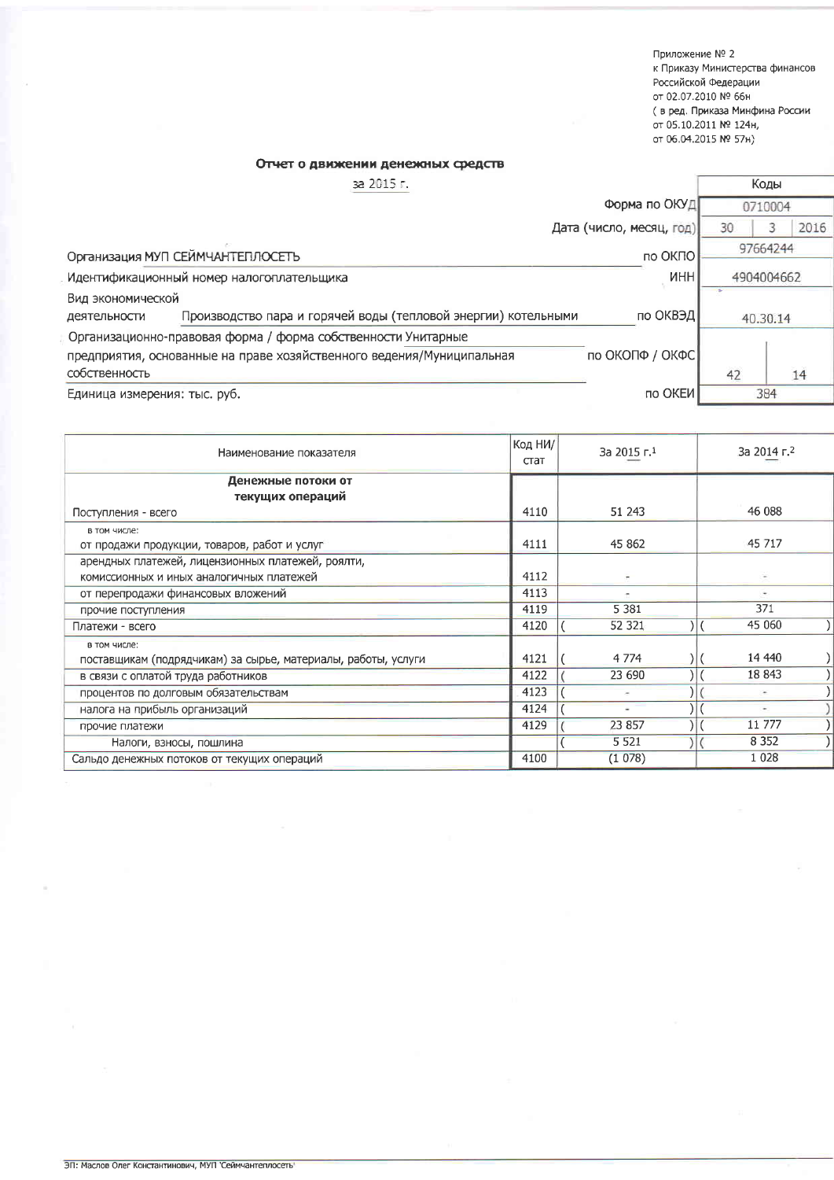Приложение № 2
к Приказу Министерства финансов
Российской Федерации
от 02.07.2010 № 66н
( в ред. Приказа Минфина России
от 05.10.2011 № 124н,
от 06.04.2015 № 57н)

## Отчет о движении денежных средств

за 2015 г.

| | | Коды | |
|---|---|---|---|
| | Форма по ОКУД | 0710004 | |
| | Дата (число, месяц, год) | 30 3 | 2016 |
| Организация МУП СЕЙМЧАНТЕПЛОСЕТЬ | по ОКПО | 97664244 | |
| Идентификационный номер налогоплательщика | ИНН | 4904004662 | |
| Вид экономической деятельности Производство пара и горячей воды (тепловой энергии) котельными | по ОКВЭД | 40.30.14 | |
| Организационно-правовая форма / форма собственности Унитарные предприятия, основанные на праве хозяйственного ведения/Муниципальная собственность | по ОКОПФ / ОКФС | 42 | 14 |
| Единица измерения: тыс. руб. | по ОКЕИ | 384 | |

| Наименование показателя | Код НИ/стат | За 2015 г.[1] | За 2014 г.[2] |
|---|---|---|---|
| **Денежные потоки от текущих операций** | | | |
| Поступления - всего | 4110 | 51 243 | 46 088 |
| в том числе: от продажи продукции, товаров, работ и услуг | 4111 | 45 862 | 45 717 |
| арендных платежей, лицензионных платежей, роялти, комиссионных и иных аналогичных платежей | 4112 | - | - |
| от перепродажи финансовых вложений | 4113 | - | - |
| прочие поступления | 4119 | 5 381 | 371 |
| Платежи - всего | 4120 | (52 321) | (45 060) |
| в том числе: поставщикам (подрядчикам) за сырье, материалы, работы, услуги | 4121 | (4 774) | (14 440) |
| в связи с оплатой труда работников | 4122 | (23 690) | (18 843) |
| процентов по долговым обязательствам | 4123 | (-) | (-) |
| налога на прибыль организаций | 4124 | (-) | (-) |
| прочие платежи | 4129 | (23 857) | (11 777) |
| Налоги, взносы, пошлина | | (5 521) | (8 352) |
| Сальдо денежных потоков от текущих операций | 4100 | (1 078) | 1 028 |

ЭП: Маслов Олег Константинович, МУП 'Сеймчантеплосеть'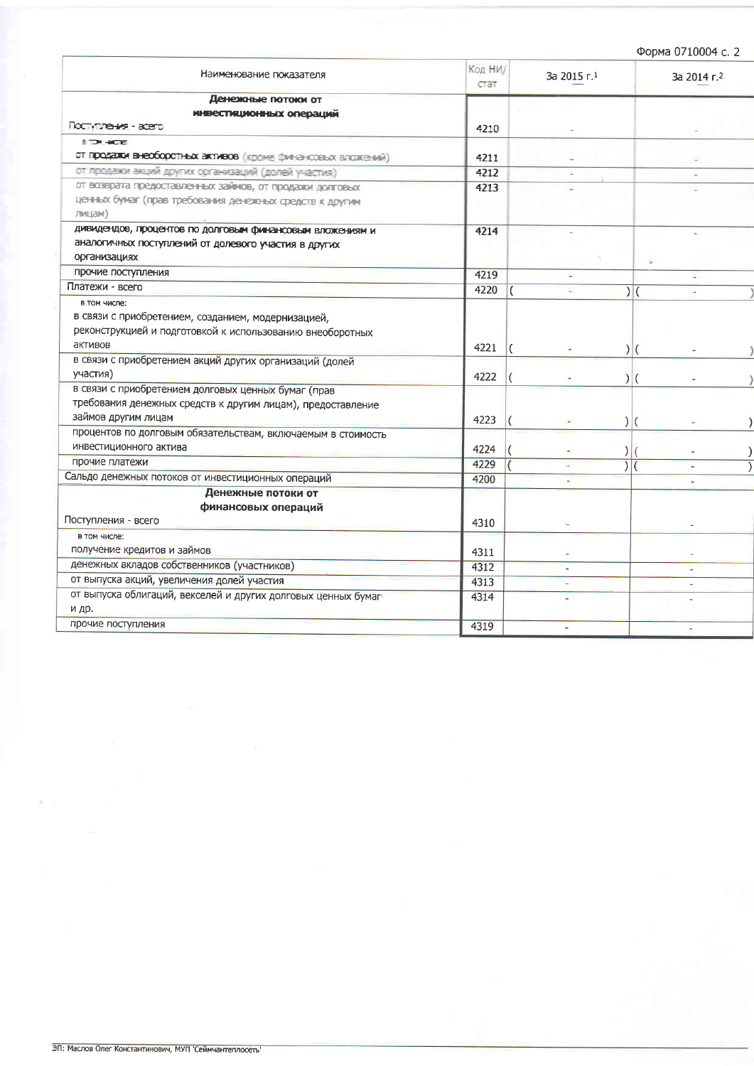Форма 0710004 с. 2

| Наименование показателя | Код НИ/стат | За 2015 г.[1] | За 2014 г.[2] |
|---|---|---|---|
| **Денежные потоки от инвестиционных операций** | | | |
| Поступления - всего | 4210 | - | - |
| в том числе: | | | |
| от продажи внеоборотных активов (кроме финансовых вложений) | 4211 | - | - |
| от продажи акций других организаций (долей участия) | 4212 | - | - |
| от возврата предоставленных займов, от продажи долговых ценных бумаг (прав требования денежных средств к другим лицам) | 4213 | - | - |
| дивидендов, процентов по долговым финансовым вложениям и аналогичных поступлений от долевого участия в других организациях | 4214 | - | - |
| прочие поступления | 4219 | - | - |
| Платежи - всего | 4220 | ( - ) | ( - ) |
| в том числе: | | | |
| в связи с приобретением, созданием, модернизацией, реконструкцией и подготовкой к использованию внеоборотных активов | 4221 | ( - ) | ( - ) |
| в связи с приобретением акций других организаций (долей участия) | 4222 | ( - ) | ( - ) |
| в связи с приобретением долговых ценных бумаг (прав требования денежных средств к другим лицам), предоставление займов другим лицам | 4223 | ( - ) | ( - ) |
| процентов по долговым обязательствам, включаемым в стоимость инвестиционного актива | 4224 | ( - ) | ( - ) |
| прочие платежи | 4229 | ( - ) | ( - ) |
| Сальдо денежных потоков от инвестиционных операций | 4200 | - | - |
| **Денежные потоки от финансовых операций** | | | |
| Поступления - всего | 4310 | - | - |
| в том числе: | | | |
| получение кредитов и займов | 4311 | - | - |
| денежных вкладов собственников (участников) | 4312 | - | - |
| от выпуска акций, увеличения долей участия | 4313 | - | - |
| от выпуска облигаций, векселей и других долговых ценных бумаг и др. | 4314 | - | - |
| прочие поступления | 4319 | - | - |

ЭП: Маслов Олег Константинович, МУП 'Сеймчантеплосеть'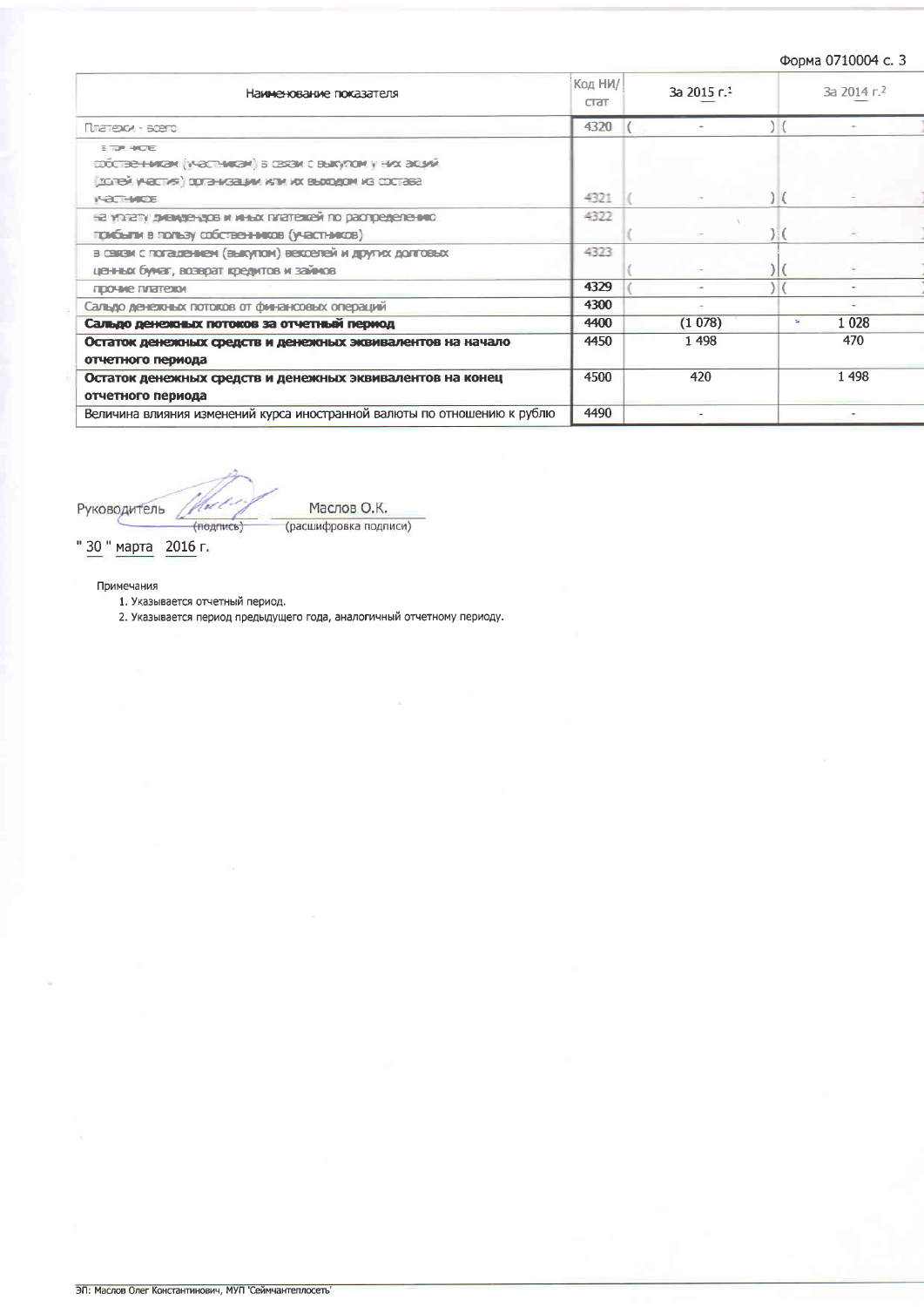Форма 0710004 с. 3

| Наименование показателя | Код НИ/стат | За 2015 г.[1] | За 2014 г.[2] |
|---|---|---|---|
| Платежи - всего | 4320 | ( - ) | ( - ) |
| в том числе: собственникам (участникам) в связи с выкупом у них акций (долей участия) организации или их выходом из состава участников | 4321 | ( - ) | ( - ) |
| на уплату дивидендов и иных платежей по распределению прибыли в пользу собственников (участников) | 4322 | ( - ) | ( - ) |
| в связи с погашением (выкупом) векселей и других долговых ценных бумаг, возврат кредитов и займов | 4323 | ( - ) | ( - ) |
| прочие платежи | 4329 | ( - ) | ( - ) |
| Сальдо денежных потоков от финансовых операций | 4300 | - | - |
| **Сальдо денежных потоков за отчетный период** | 4400 | (1 078) | 1 028 |
| **Остаток денежных средств и денежных эквивалентов на начало отчетного периода** | 4450 | 1 498 | 470 |
| **Остаток денежных средств и денежных эквивалентов на конец отчетного периода** | 4500 | 420 | 1 498 |
| Величина влияния изменений курса иностранной валюты по отношению к рублю | 4490 | - | - |

Руководитель ____________ (подпись) Маслов О.К. (расшифровка подписи)

" 30 " марта 2016 г.

Примечания

1. Указывается отчетный период.
2. Указывается период предыдущего года, аналогичный отчетному периоду.

ЭП: Маслов Олег Константинович, МУП 'Сеймчантеплосеть'